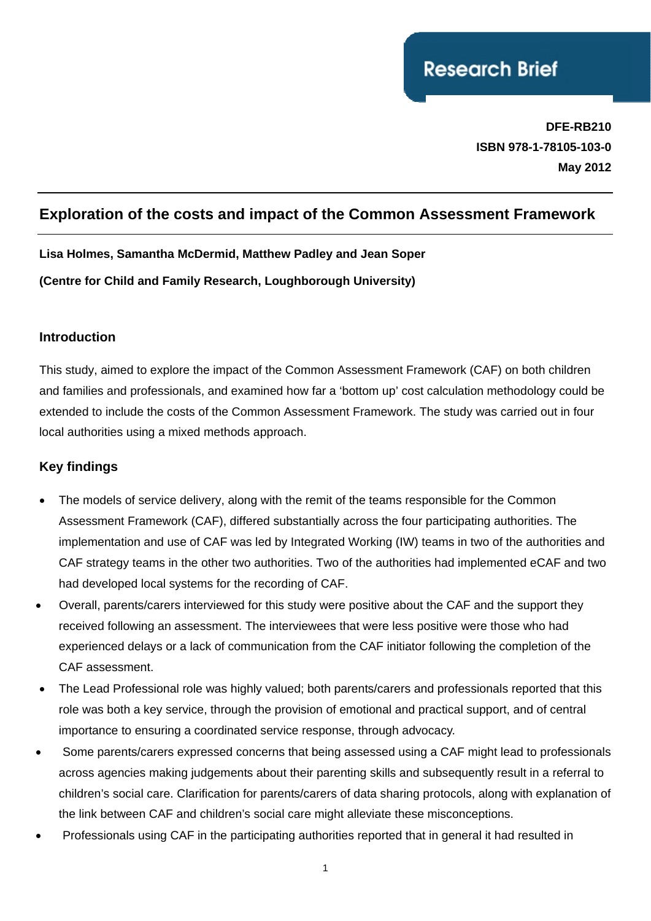Research Brief

**DFE-RB210**
**ISBN 978-1-78105-103-0**
**May 2012**

# Exploration of the costs and impact of the Common Assessment Framework

**Lisa Holmes, Samantha McDermid, Matthew Padley and Jean Soper**

**(Centre for Child and Family Research, Loughborough University)**

## Introduction

This study, aimed to explore the impact of the Common Assessment Framework (CAF) on both children and families and professionals, and examined how far a 'bottom up' cost calculation methodology could be extended to include the costs of the Common Assessment Framework. The study was carried out in four local authorities using a mixed methods approach.

## Key findings

- The models of service delivery, along with the remit of the teams responsible for the Common Assessment Framework (CAF), differed substantially across the four participating authorities. The implementation and use of CAF was led by Integrated Working (IW) teams in two of the authorities and CAF strategy teams in the other two authorities. Two of the authorities had implemented eCAF and two had developed local systems for the recording of CAF.
- Overall, parents/carers interviewed for this study were positive about the CAF and the support they received following an assessment. The interviewees that were less positive were those who had experienced delays or a lack of communication from the CAF initiator following the completion of the CAF assessment.
- The Lead Professional role was highly valued; both parents/carers and professionals reported that this role was both a key service, through the provision of emotional and practical support, and of central importance to ensuring a coordinated service response, through advocacy.
- Some parents/carers expressed concerns that being assessed using a CAF might lead to professionals across agencies making judgements about their parenting skills and subsequently result in a referral to children's social care. Clarification for parents/carers of data sharing protocols, along with explanation of the link between CAF and children's social care might alleviate these misconceptions.
- Professionals using CAF in the participating authorities reported that in general it had resulted in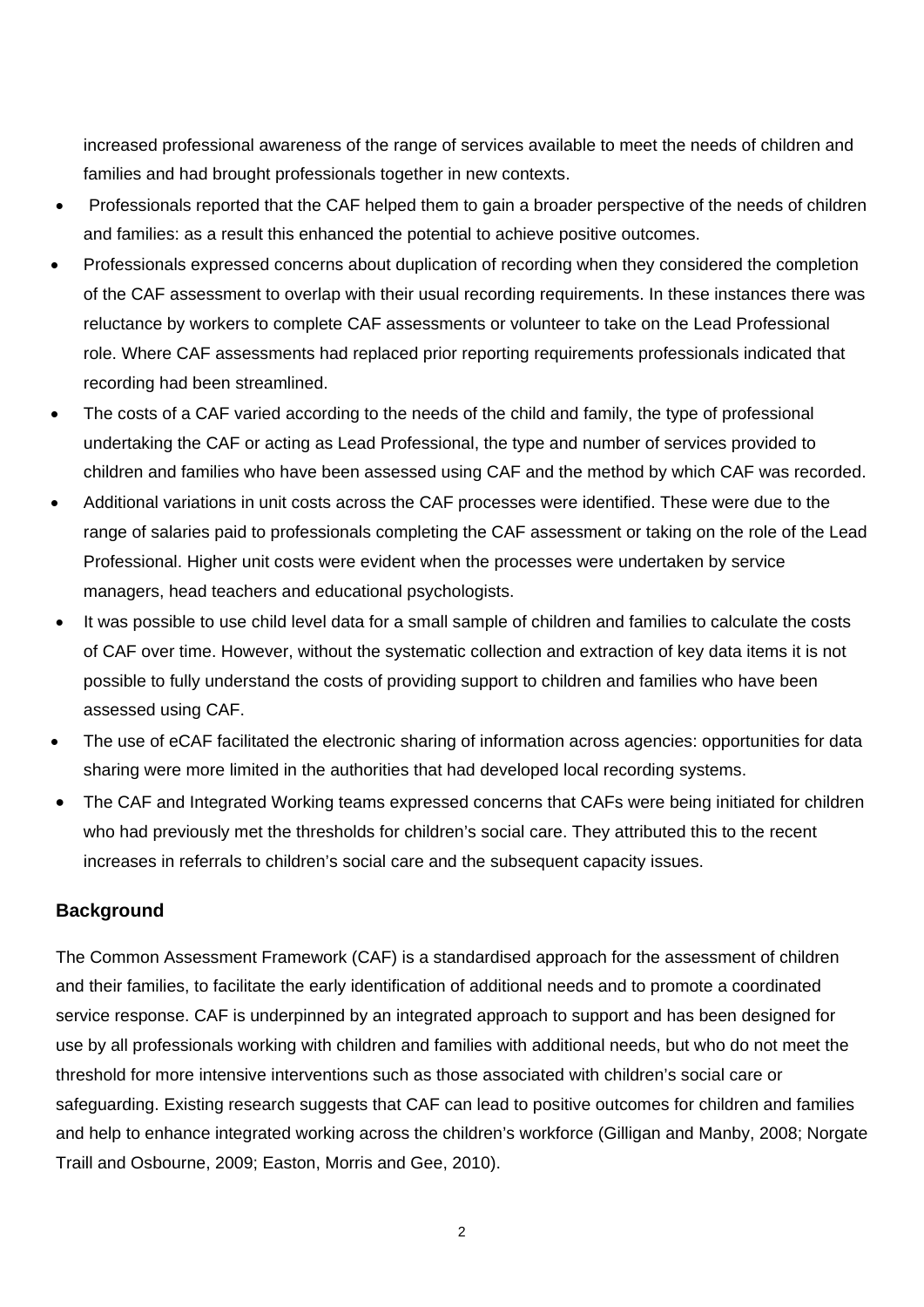increased professional awareness of the range of services available to meet the needs of children and families and had brought professionals together in new contexts.

- Professionals reported that the CAF helped them to gain a broader perspective of the needs of children and families: as a result this enhanced the potential to achieve positive outcomes.
- Professionals expressed concerns about duplication of recording when they considered the completion of the CAF assessment to overlap with their usual recording requirements. In these instances there was reluctance by workers to complete CAF assessments or volunteer to take on the Lead Professional role. Where CAF assessments had replaced prior reporting requirements professionals indicated that recording had been streamlined.
- The costs of a CAF varied according to the needs of the child and family, the type of professional undertaking the CAF or acting as Lead Professional, the type and number of services provided to children and families who have been assessed using CAF and the method by which CAF was recorded.
- Additional variations in unit costs across the CAF processes were identified. These were due to the range of salaries paid to professionals completing the CAF assessment or taking on the role of the Lead Professional. Higher unit costs were evident when the processes were undertaken by service managers, head teachers and educational psychologists.
- It was possible to use child level data for a small sample of children and families to calculate the costs of CAF over time. However, without the systematic collection and extraction of key data items it is not possible to fully understand the costs of providing support to children and families who have been assessed using CAF.
- The use of eCAF facilitated the electronic sharing of information across agencies: opportunities for data sharing were more limited in the authorities that had developed local recording systems.
- The CAF and Integrated Working teams expressed concerns that CAFs were being initiated for children who had previously met the thresholds for children's social care. They attributed this to the recent increases in referrals to children's social care and the subsequent capacity issues.

## Background

The Common Assessment Framework (CAF) is a standardised approach for the assessment of children and their families, to facilitate the early identification of additional needs and to promote a coordinated service response. CAF is underpinned by an integrated approach to support and has been designed for use by all professionals working with children and families with additional needs, but who do not meet the threshold for more intensive interventions such as those associated with children's social care or safeguarding. Existing research suggests that CAF can lead to positive outcomes for children and families and help to enhance integrated working across the children's workforce (Gilligan and Manby, 2008; Norgate Traill and Osbourne, 2009; Easton, Morris and Gee, 2010).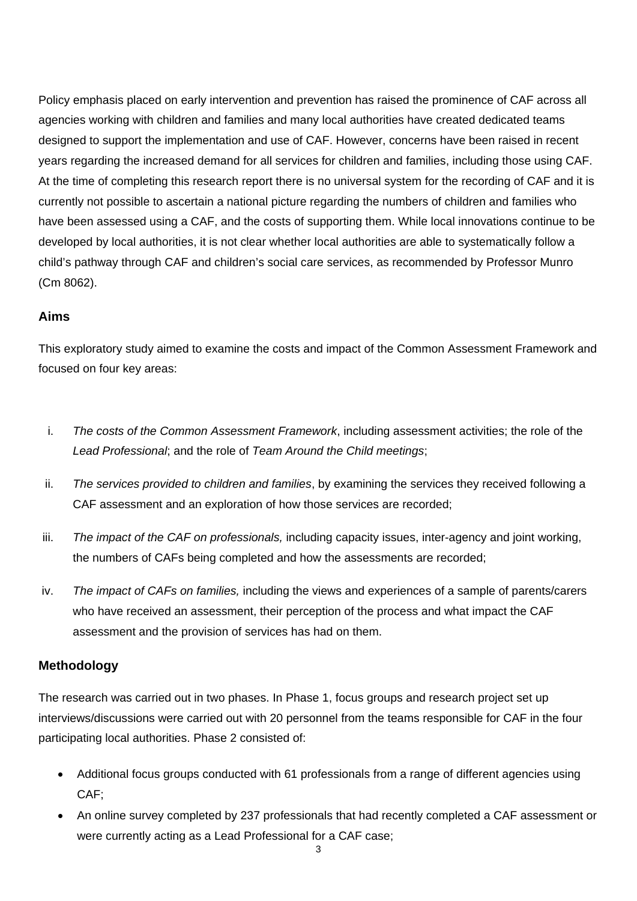Policy emphasis placed on early intervention and prevention has raised the prominence of CAF across all agencies working with children and families and many local authorities have created dedicated teams designed to support the implementation and use of CAF. However, concerns have been raised in recent years regarding the increased demand for all services for children and families, including those using CAF. At the time of completing this research report there is no universal system for the recording of CAF and it is currently not possible to ascertain a national picture regarding the numbers of children and families who have been assessed using a CAF, and the costs of supporting them. While local innovations continue to be developed by local authorities, it is not clear whether local authorities are able to systematically follow a child's pathway through CAF and children's social care services, as recommended by Professor Munro (Cm 8062).

## Aims

This exploratory study aimed to examine the costs and impact of the Common Assessment Framework and focused on four key areas:

i. *The costs of the Common Assessment Framework*, including assessment activities; the role of the *Lead Professional*; and the role of *Team Around the Child meetings*;

ii. *The services provided to children and families*, by examining the services they received following a CAF assessment and an exploration of how those services are recorded;

iii. *The impact of the CAF on professionals,* including capacity issues, inter-agency and joint working, the numbers of CAFs being completed and how the assessments are recorded;

iv. *The impact of CAFs on families,* including the views and experiences of a sample of parents/carers who have received an assessment, their perception of the process and what impact the CAF assessment and the provision of services has had on them.

## Methodology

The research was carried out in two phases. In Phase 1, focus groups and research project set up interviews/discussions were carried out with 20 personnel from the teams responsible for CAF in the four participating local authorities. Phase 2 consisted of:

- Additional focus groups conducted with 61 professionals from a range of different agencies using CAF;
- An online survey completed by 237 professionals that had recently completed a CAF assessment or were currently acting as a Lead Professional for a CAF case;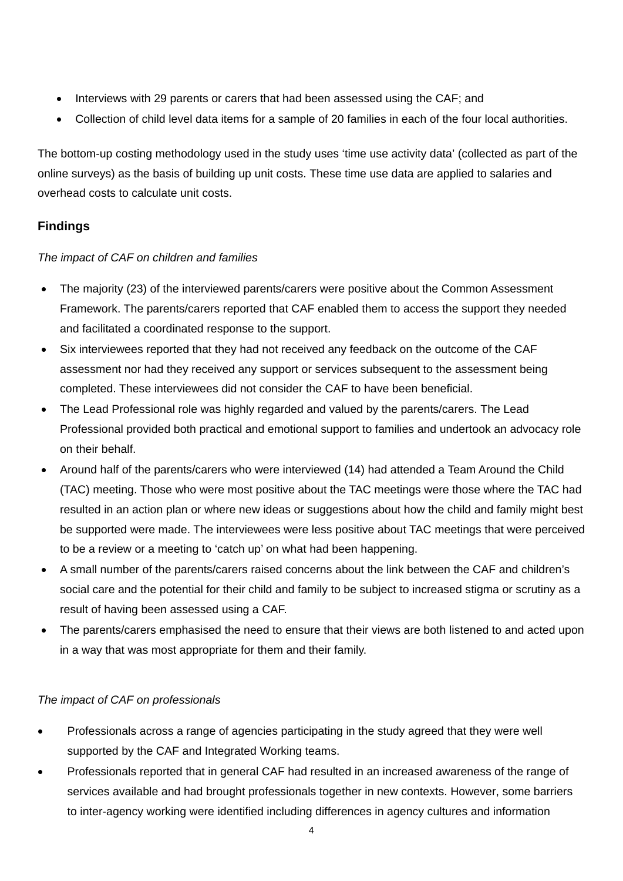- Interviews with 29 parents or carers that had been assessed using the CAF; and
- Collection of child level data items for a sample of 20 families in each of the four local authorities.

The bottom-up costing methodology used in the study uses 'time use activity data' (collected as part of the online surveys) as the basis of building up unit costs. These time use data are applied to salaries and overhead costs to calculate unit costs.

## Findings

*The impact of CAF on children and families*

- The majority (23) of the interviewed parents/carers were positive about the Common Assessment Framework. The parents/carers reported that CAF enabled them to access the support they needed and facilitated a coordinated response to the support.
- Six interviewees reported that they had not received any feedback on the outcome of the CAF assessment nor had they received any support or services subsequent to the assessment being completed. These interviewees did not consider the CAF to have been beneficial.
- The Lead Professional role was highly regarded and valued by the parents/carers. The Lead Professional provided both practical and emotional support to families and undertook an advocacy role on their behalf.
- Around half of the parents/carers who were interviewed (14) had attended a Team Around the Child (TAC) meeting. Those who were most positive about the TAC meetings were those where the TAC had resulted in an action plan or where new ideas or suggestions about how the child and family might best be supported were made. The interviewees were less positive about TAC meetings that were perceived to be a review or a meeting to 'catch up' on what had been happening.
- A small number of the parents/carers raised concerns about the link between the CAF and children's social care and the potential for their child and family to be subject to increased stigma or scrutiny as a result of having been assessed using a CAF.
- The parents/carers emphasised the need to ensure that their views are both listened to and acted upon in a way that was most appropriate for them and their family.

*The impact of CAF on professionals*

- Professionals across a range of agencies participating in the study agreed that they were well supported by the CAF and Integrated Working teams.
- Professionals reported that in general CAF had resulted in an increased awareness of the range of services available and had brought professionals together in new contexts. However, some barriers to inter-agency working were identified including differences in agency cultures and information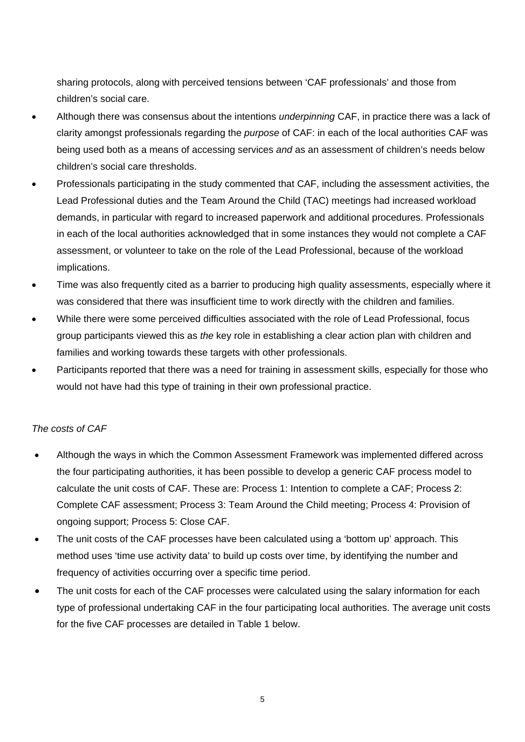sharing protocols, along with perceived tensions between 'CAF professionals' and those from children's social care.

- Although there was consensus about the intentions *underpinning* CAF, in practice there was a lack of clarity amongst professionals regarding the *purpose* of CAF: in each of the local authorities CAF was being used both as a means of accessing services *and* as an assessment of children's needs below children's social care thresholds.
- Professionals participating in the study commented that CAF, including the assessment activities, the Lead Professional duties and the Team Around the Child (TAC) meetings had increased workload demands, in particular with regard to increased paperwork and additional procedures. Professionals in each of the local authorities acknowledged that in some instances they would not complete a CAF assessment, or volunteer to take on the role of the Lead Professional, because of the workload implications.
- Time was also frequently cited as a barrier to producing high quality assessments, especially where it was considered that there was insufficient time to work directly with the children and families.
- While there were some perceived difficulties associated with the role of Lead Professional, focus group participants viewed this as *the* key role in establishing a clear action plan with children and families and working towards these targets with other professionals.
- Participants reported that there was a need for training in assessment skills, especially for those who would not have had this type of training in their own professional practice.

*The costs of CAF*

- Although the ways in which the Common Assessment Framework was implemented differed across the four participating authorities, it has been possible to develop a generic CAF process model to calculate the unit costs of CAF. These are: Process 1: Intention to complete a CAF; Process 2: Complete CAF assessment; Process 3: Team Around the Child meeting; Process 4: Provision of ongoing support; Process 5: Close CAF.
- The unit costs of the CAF processes have been calculated using a 'bottom up' approach. This method uses 'time use activity data' to build up costs over time, by identifying the number and frequency of activities occurring over a specific time period.
- The unit costs for each of the CAF processes were calculated using the salary information for each type of professional undertaking CAF in the four participating local authorities. The average unit costs for the five CAF processes are detailed in Table 1 below.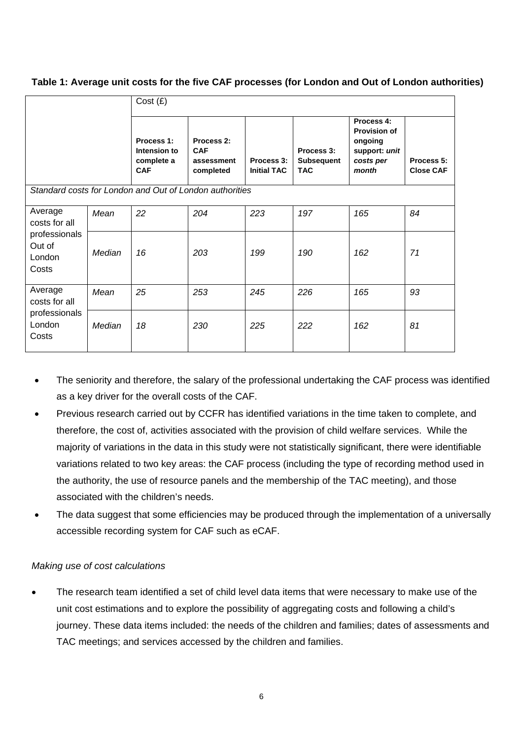**Table 1: Average unit costs for the five CAF processes (for London and Out of London authorities)**

| | | Cost (£) | | | | | |
|---|---|---|---|---|---|---|---|
| | | **Process 1: Intension to complete a CAF** | **Process 2: CAF assessment completed** | **Process 3: Initial TAC** | **Process 3: Subsequent TAC** | **Process 4: Provision of ongoing support: *unit costs per month*** | **Process 5: Close CAF** |
| *Standard costs for London and Out of London authorities* | | | | | | | |
| Average costs for all professionals Out of London Costs | *Mean* | *22* | *204* | *223* | *197* | *165* | *84* |
| | *Median* | *16* | *203* | *199* | *190* | *162* | *71* |
| Average costs for all professionals London Costs | *Mean* | *25* | *253* | *245* | *226* | *165* | *93* |
| | *Median* | *18* | *230* | *225* | *222* | *162* | *81* |

- The seniority and therefore, the salary of the professional undertaking the CAF process was identified as a key driver for the overall costs of the CAF.
- Previous research carried out by CCFR has identified variations in the time taken to complete, and therefore, the cost of, activities associated with the provision of child welfare services. While the majority of variations in the data in this study were not statistically significant, there were identifiable variations related to two key areas: the CAF process (including the type of recording method used in the authority, the use of resource panels and the membership of the TAC meeting), and those associated with the children's needs.
- The data suggest that some efficiencies may be produced through the implementation of a universally accessible recording system for CAF such as eCAF.

*Making use of cost calculations*

- The research team identified a set of child level data items that were necessary to make use of the unit cost estimations and to explore the possibility of aggregating costs and following a child's journey. These data items included: the needs of the children and families; dates of assessments and TAC meetings; and services accessed by the children and families.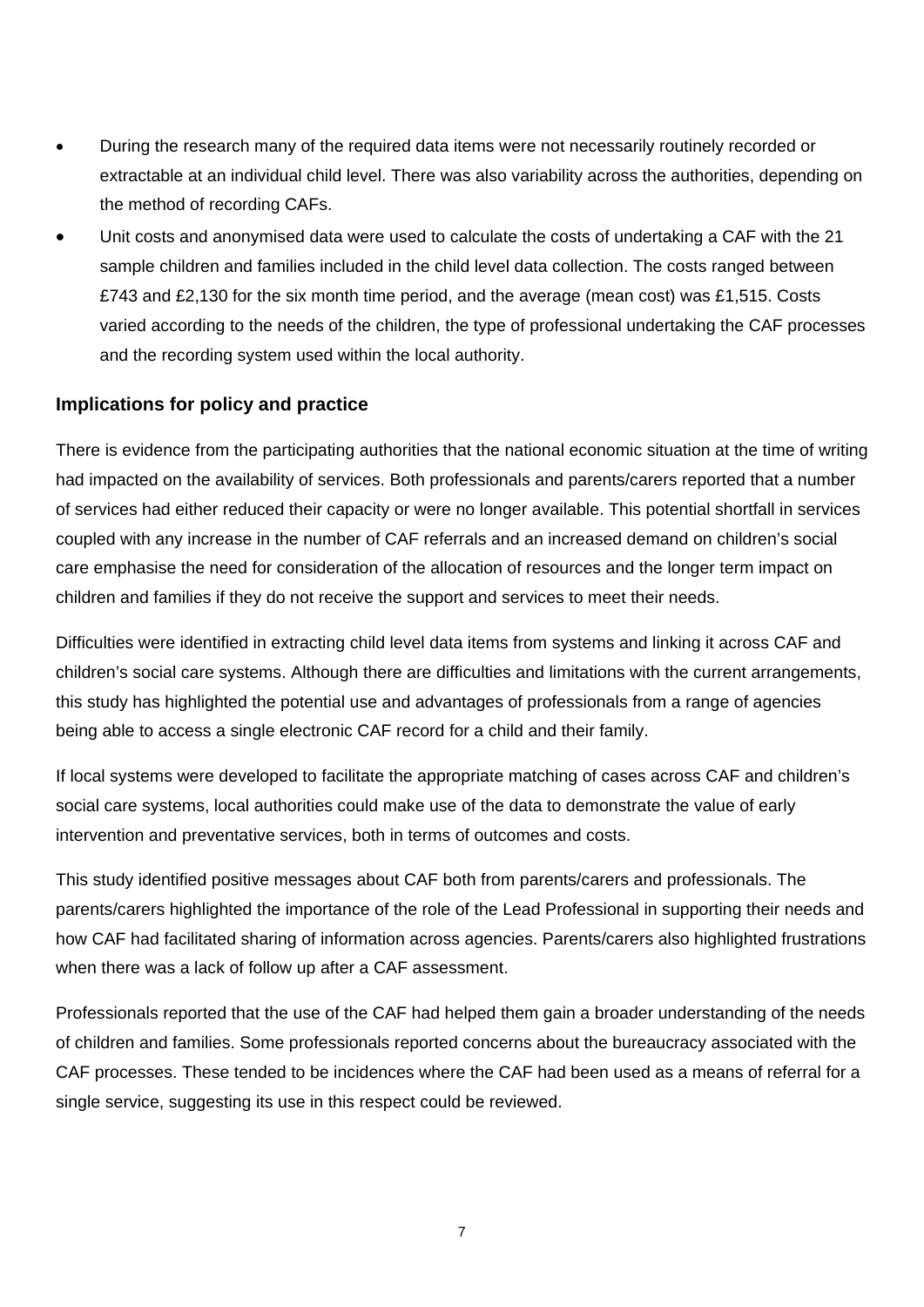- During the research many of the required data items were not necessarily routinely recorded or extractable at an individual child level. There was also variability across the authorities, depending on the method of recording CAFs.
- Unit costs and anonymised data were used to calculate the costs of undertaking a CAF with the 21 sample children and families included in the child level data collection. The costs ranged between £743 and £2,130 for the six month time period, and the average (mean cost) was £1,515. Costs varied according to the needs of the children, the type of professional undertaking the CAF processes and the recording system used within the local authority.

## Implications for policy and practice

There is evidence from the participating authorities that the national economic situation at the time of writing had impacted on the availability of services. Both professionals and parents/carers reported that a number of services had either reduced their capacity or were no longer available. This potential shortfall in services coupled with any increase in the number of CAF referrals and an increased demand on children's social care emphasise the need for consideration of the allocation of resources and the longer term impact on children and families if they do not receive the support and services to meet their needs.

Difficulties were identified in extracting child level data items from systems and linking it across CAF and children's social care systems. Although there are difficulties and limitations with the current arrangements, this study has highlighted the potential use and advantages of professionals from a range of agencies being able to access a single electronic CAF record for a child and their family.

If local systems were developed to facilitate the appropriate matching of cases across CAF and children's social care systems, local authorities could make use of the data to demonstrate the value of early intervention and preventative services, both in terms of outcomes and costs.

This study identified positive messages about CAF both from parents/carers and professionals. The parents/carers highlighted the importance of the role of the Lead Professional in supporting their needs and how CAF had facilitated sharing of information across agencies. Parents/carers also highlighted frustrations when there was a lack of follow up after a CAF assessment.

Professionals reported that the use of the CAF had helped them gain a broader understanding of the needs of children and families. Some professionals reported concerns about the bureaucracy associated with the CAF processes. These tended to be incidences where the CAF had been used as a means of referral for a single service, suggesting its use in this respect could be reviewed.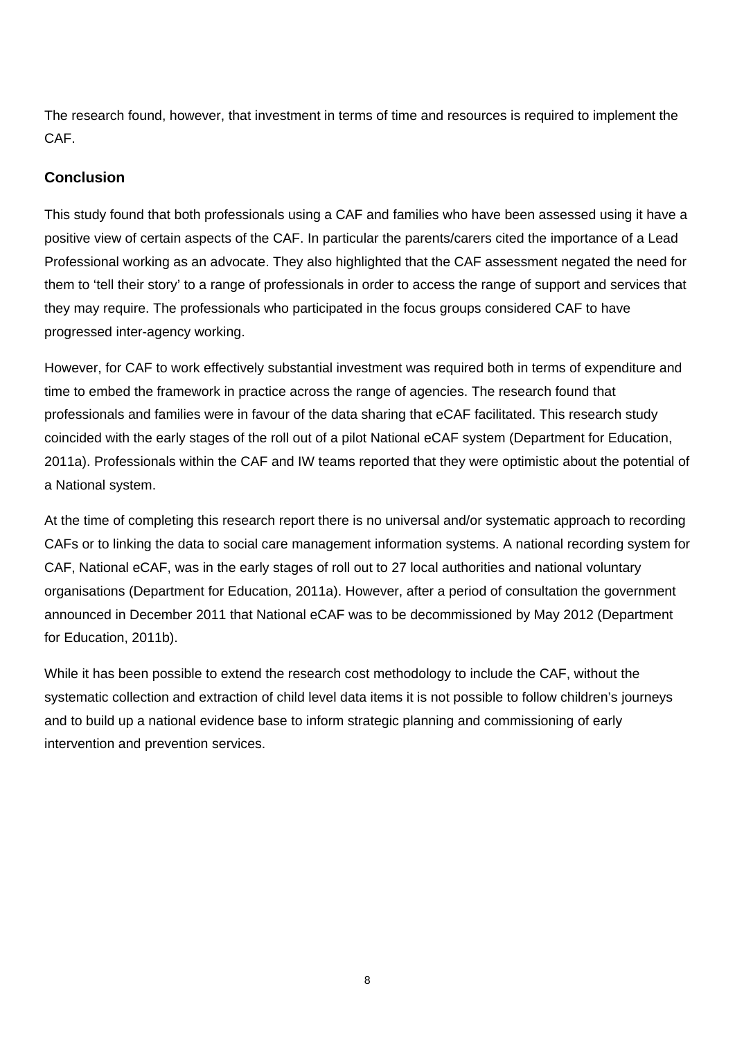The research found, however, that investment in terms of time and resources is required to implement the CAF.

## Conclusion

This study found that both professionals using a CAF and families who have been assessed using it have a positive view of certain aspects of the CAF. In particular the parents/carers cited the importance of a Lead Professional working as an advocate. They also highlighted that the CAF assessment negated the need for them to 'tell their story' to a range of professionals in order to access the range of support and services that they may require. The professionals who participated in the focus groups considered CAF to have progressed inter-agency working.

However, for CAF to work effectively substantial investment was required both in terms of expenditure and time to embed the framework in practice across the range of agencies. The research found that professionals and families were in favour of the data sharing that eCAF facilitated. This research study coincided with the early stages of the roll out of a pilot National eCAF system (Department for Education, 2011a). Professionals within the CAF and IW teams reported that they were optimistic about the potential of a National system.

At the time of completing this research report there is no universal and/or systematic approach to recording CAFs or to linking the data to social care management information systems. A national recording system for CAF, National eCAF, was in the early stages of roll out to 27 local authorities and national voluntary organisations (Department for Education, 2011a). However, after a period of consultation the government announced in December 2011 that National eCAF was to be decommissioned by May 2012 (Department for Education, 2011b).

While it has been possible to extend the research cost methodology to include the CAF, without the systematic collection and extraction of child level data items it is not possible to follow children's journeys and to build up a national evidence base to inform strategic planning and commissioning of early intervention and prevention services.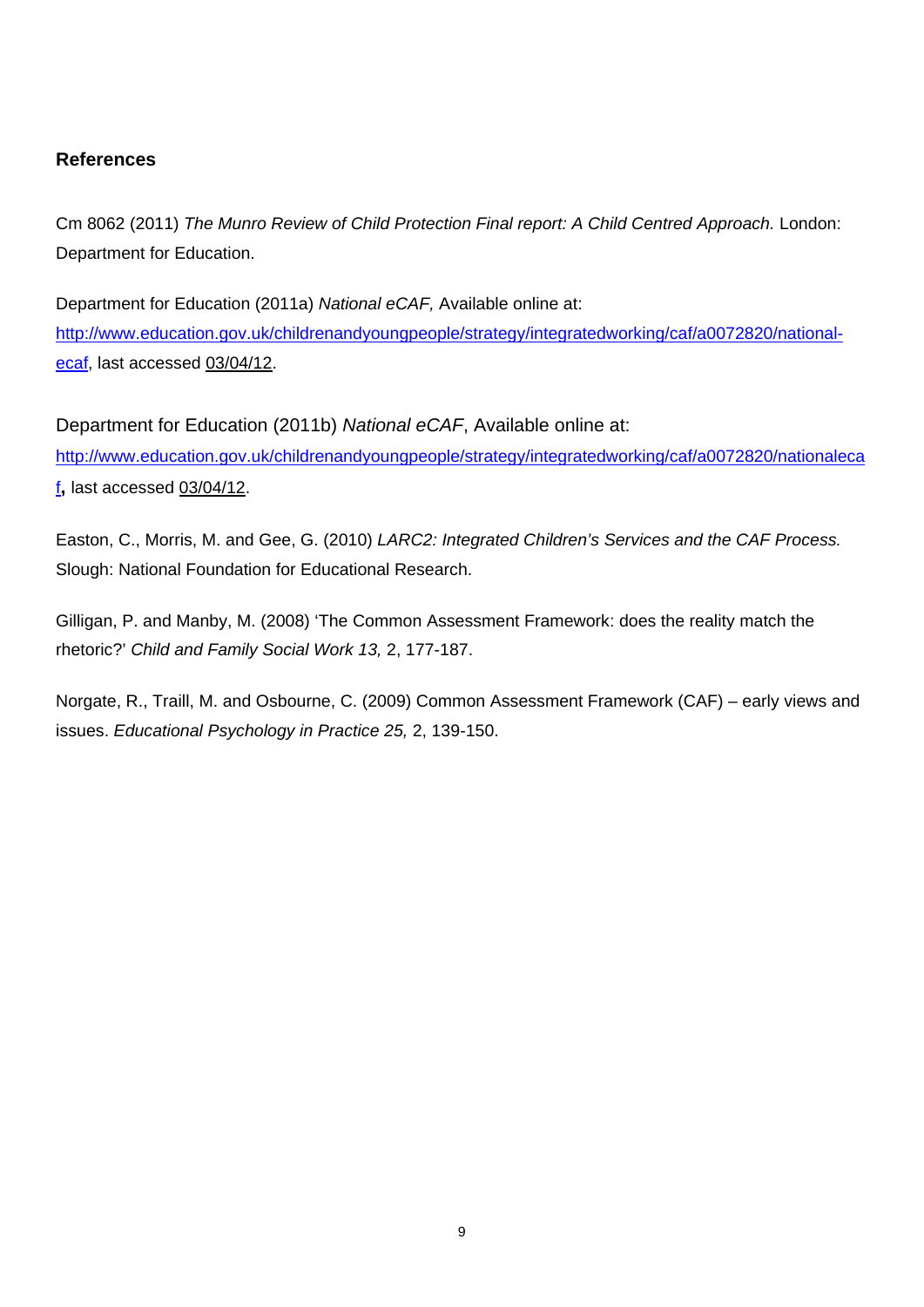**References**

Cm 8062 (2011) *The Munro Review of Child Protection Final report: A Child Centred Approach.* London: Department for Education.

Department for Education (2011a) *National eCAF,* Available online at: http://www.education.gov.uk/childrenandyoungpeople/strategy/integratedworking/caf/a0072820/national-ecaf, last accessed 03/04/12.

Department for Education (2011b) *National eCAF*, Available online at: http://www.education.gov.uk/childrenandyoungpeople/strategy/integratedworking/caf/a0072820/nationalecaf**,** last accessed 03/04/12.

Easton, C., Morris, M. and Gee, G. (2010) *LARC2: Integrated Children's Services and the CAF Process.* Slough: National Foundation for Educational Research.

Gilligan, P. and Manby, M. (2008) 'The Common Assessment Framework: does the reality match the rhetoric?' *Child and Family Social Work 13,* 2, 177-187.

Norgate, R., Traill, M. and Osbourne, C. (2009) Common Assessment Framework (CAF) – early views and issues. *Educational Psychology in Practice 25,* 2, 139-150.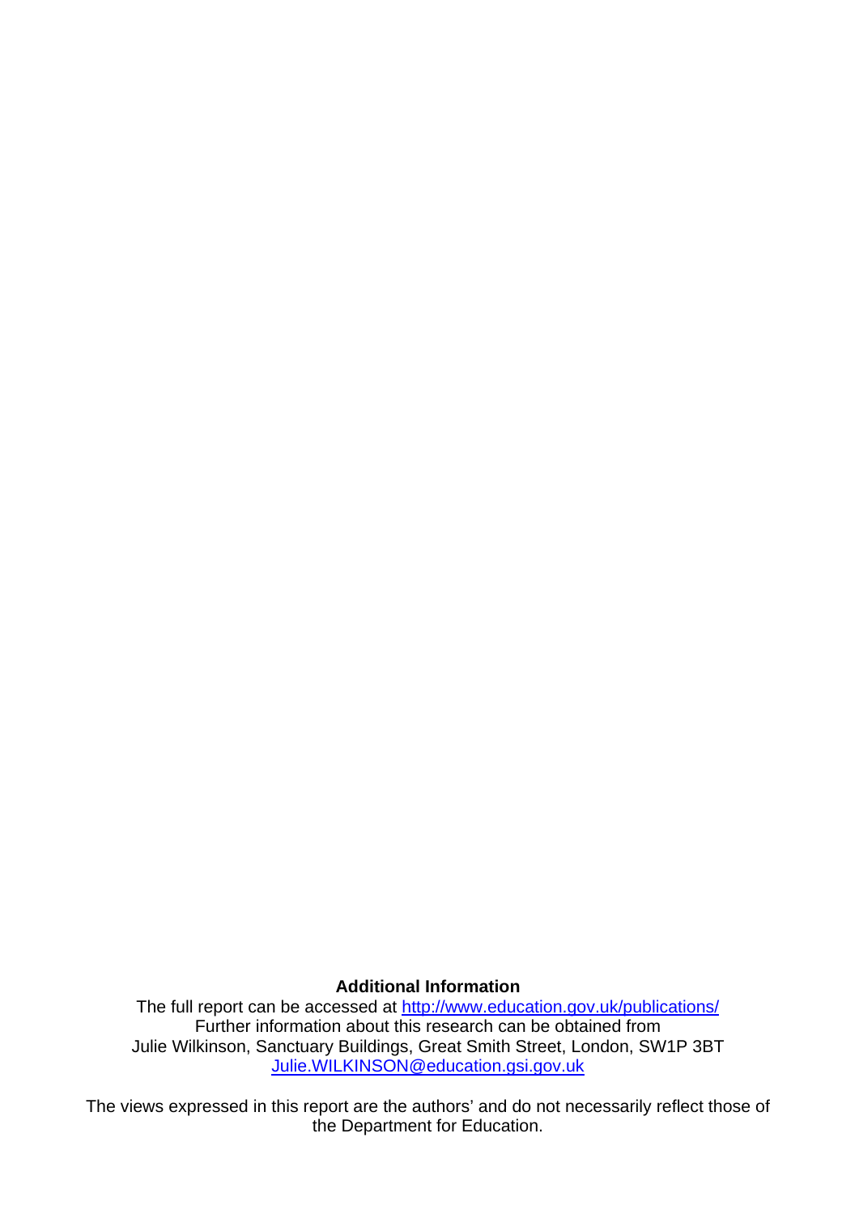**Additional Information**

The full report can be accessed at http://www.education.gov.uk/publications/
Further information about this research can be obtained from
Julie Wilkinson, Sanctuary Buildings, Great Smith Street, London, SW1P 3BT
Julie.WILKINSON@education.gsi.gov.uk

The views expressed in this report are the authors' and do not necessarily reflect those of the Department for Education.